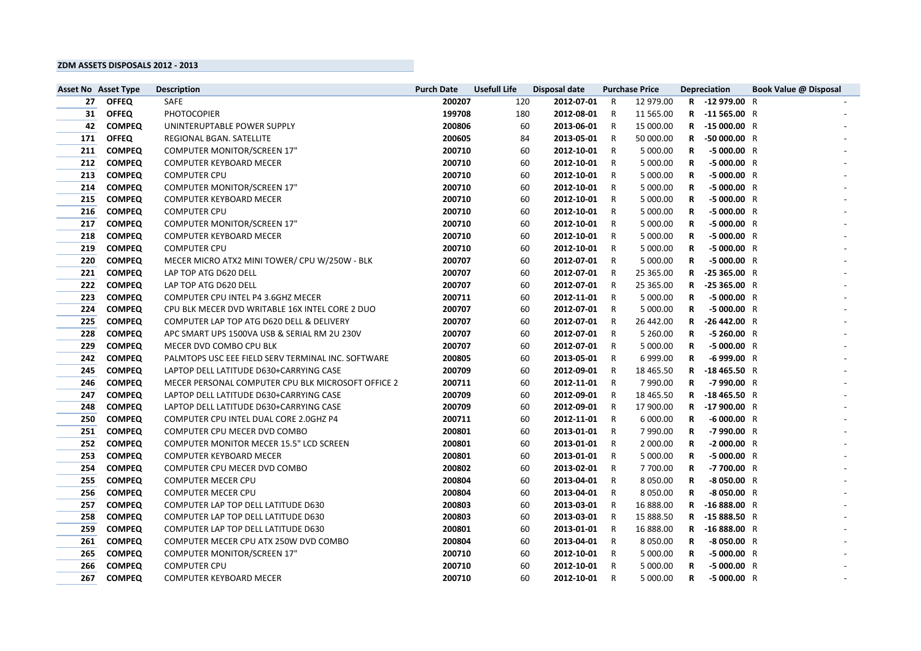**ZDM ASSETS DISPOSALS 2012 - 2013**

| Asset No | Asset Type | Description | Purch Date | Usefull Life | Disposal date | Purchase Price | Depreciation | Book Value @ Disposal |
|---|---|---|---|---|---|---|---|---|
| 27 | OFFEQ | SAFE | 200207 | 120 | 2012-07-01 | R 12 979.00 | R -12 979.00 | R - |
| 31 | OFFEQ | PHOTOCOPIER | 199708 | 180 | 2012-08-01 | R 11 565.00 | R -11 565.00 | R - |
| 42 | COMPEQ | UNINTERUPTABLE POWER SUPPLY | 200806 | 60 | 2013-06-01 | R 15 000.00 | R -15 000.00 | R - |
| 171 | OFFEQ | REGIONAL BGAN. SATELLITE | 200605 | 84 | 2013-05-01 | R 50 000.00 | R -50 000.00 | R - |
| 211 | COMPEQ | COMPUTER MONITOR/SCREEN 17" | 200710 | 60 | 2012-10-01 | R 5 000.00 | R -5 000.00 | R - |
| 212 | COMPEQ | COMPUTER KEYBOARD MECER | 200710 | 60 | 2012-10-01 | R 5 000.00 | R -5 000.00 | R - |
| 213 | COMPEQ | COMPUTER CPU | 200710 | 60 | 2012-10-01 | R 5 000.00 | R -5 000.00 | R - |
| 214 | COMPEQ | COMPUTER MONITOR/SCREEN 17" | 200710 | 60 | 2012-10-01 | R 5 000.00 | R -5 000.00 | R - |
| 215 | COMPEQ | COMPUTER KEYBOARD MECER | 200710 | 60 | 2012-10-01 | R 5 000.00 | R -5 000.00 | R - |
| 216 | COMPEQ | COMPUTER CPU | 200710 | 60 | 2012-10-01 | R 5 000.00 | R -5 000.00 | R - |
| 217 | COMPEQ | COMPUTER MONITOR/SCREEN 17" | 200710 | 60 | 2012-10-01 | R 5 000.00 | R -5 000.00 | R - |
| 218 | COMPEQ | COMPUTER KEYBOARD MECER | 200710 | 60 | 2012-10-01 | R 5 000.00 | R -5 000.00 | R - |
| 219 | COMPEQ | COMPUTER CPU | 200710 | 60 | 2012-10-01 | R 5 000.00 | R -5 000.00 | R - |
| 220 | COMPEQ | MECER MICRO ATX2 MINI TOWER/ CPU W/250W - BLK | 200707 | 60 | 2012-07-01 | R 5 000.00 | R -5 000.00 | R - |
| 221 | COMPEQ | LAP TOP ATG D620 DELL | 200707 | 60 | 2012-07-01 | R 25 365.00 | R -25 365.00 | R - |
| 222 | COMPEQ | LAP TOP ATG D620 DELL | 200707 | 60 | 2012-07-01 | R 25 365.00 | R -25 365.00 | R - |
| 223 | COMPEQ | COMPUTER CPU INTEL P4 3.6GHZ MECER | 200711 | 60 | 2012-11-01 | R 5 000.00 | R -5 000.00 | R - |
| 224 | COMPEQ | CPU BLK MECER DVD WRITABLE 16X INTEL CORE 2 DUO | 200707 | 60 | 2012-07-01 | R 5 000.00 | R -5 000.00 | R - |
| 225 | COMPEQ | COMPUTER LAP TOP ATG D620 DELL & DELIVERY | 200707 | 60 | 2012-07-01 | R 26 442.00 | R -26 442.00 | R - |
| 228 | COMPEQ | APC SMART UPS 1500VA USB & SERIAL RM 2U 230V | 200707 | 60 | 2012-07-01 | R 5 260.00 | R -5 260.00 | R - |
| 229 | COMPEQ | MECER DVD COMBO CPU BLK | 200707 | 60 | 2012-07-01 | R 5 000.00 | R -5 000.00 | R - |
| 242 | COMPEQ | PALMTOPS USC EEE FIELD SERV TERMINAL INC. SOFTWARE | 200805 | 60 | 2013-05-01 | R 6 999.00 | R -6 999.00 | R - |
| 245 | COMPEQ | LAPTOP DELL LATITUDE D630+CARRYING CASE | 200709 | 60 | 2012-09-01 | R 18 465.50 | R -18 465.50 | R - |
| 246 | COMPEQ | MECER PERSONAL COMPUTER CPU BLK MICROSOFT OFFICE 2 | 200711 | 60 | 2012-11-01 | R 7 990.00 | R -7 990.00 | R - |
| 247 | COMPEQ | LAPTOP DELL LATITUDE D630+CARRYING CASE | 200709 | 60 | 2012-09-01 | R 18 465.50 | R -18 465.50 | R - |
| 248 | COMPEQ | LAPTOP DELL LATITUDE D630+CARRYING CASE | 200709 | 60 | 2012-09-01 | R 17 900.00 | R -17 900.00 | R - |
| 250 | COMPEQ | COMPUTER CPU INTEL DUAL CORE 2.0GHZ P4 | 200711 | 60 | 2012-11-01 | R 6 000.00 | R -6 000.00 | R - |
| 251 | COMPEQ | COMPUTER CPU MECER DVD COMBO | 200801 | 60 | 2013-01-01 | R 7 990.00 | R -7 990.00 | R - |
| 252 | COMPEQ | COMPUTER MONITOR MECER 15.5" LCD SCREEN | 200801 | 60 | 2013-01-01 | R 2 000.00 | R -2 000.00 | R - |
| 253 | COMPEQ | COMPUTER KEYBOARD MECER | 200801 | 60 | 2013-01-01 | R 5 000.00 | R -5 000.00 | R - |
| 254 | COMPEQ | COMPUTER CPU MECER DVD COMBO | 200802 | 60 | 2013-02-01 | R 7 700.00 | R -7 700.00 | R - |
| 255 | COMPEQ | COMPUTER MECER CPU | 200804 | 60 | 2013-04-01 | R 8 050.00 | R -8 050.00 | R - |
| 256 | COMPEQ | COMPUTER MECER CPU | 200804 | 60 | 2013-04-01 | R 8 050.00 | R -8 050.00 | R - |
| 257 | COMPEQ | COMPUTER LAP TOP DELL LATITUDE D630 | 200803 | 60 | 2013-03-01 | R 16 888.00 | R -16 888.00 | R - |
| 258 | COMPEQ | COMPUTER LAP TOP DELL LATITUDE D630 | 200803 | 60 | 2013-03-01 | R 15 888.50 | R -15 888.50 | R - |
| 259 | COMPEQ | COMPUTER LAP TOP DELL LATITUDE D630 | 200801 | 60 | 2013-01-01 | R 16 888.00 | R -16 888.00 | R - |
| 261 | COMPEQ | COMPUTER MECER CPU ATX 250W DVD COMBO | 200804 | 60 | 2013-04-01 | R 8 050.00 | R -8 050.00 | R - |
| 265 | COMPEQ | COMPUTER MONITOR/SCREEN 17" | 200710 | 60 | 2012-10-01 | R 5 000.00 | R -5 000.00 | R - |
| 266 | COMPEQ | COMPUTER CPU | 200710 | 60 | 2012-10-01 | R 5 000.00 | R -5 000.00 | R - |
| 267 | COMPEQ | COMPUTER KEYBOARD MECER | 200710 | 60 | 2012-10-01 | R 5 000.00 | R -5 000.00 | R - |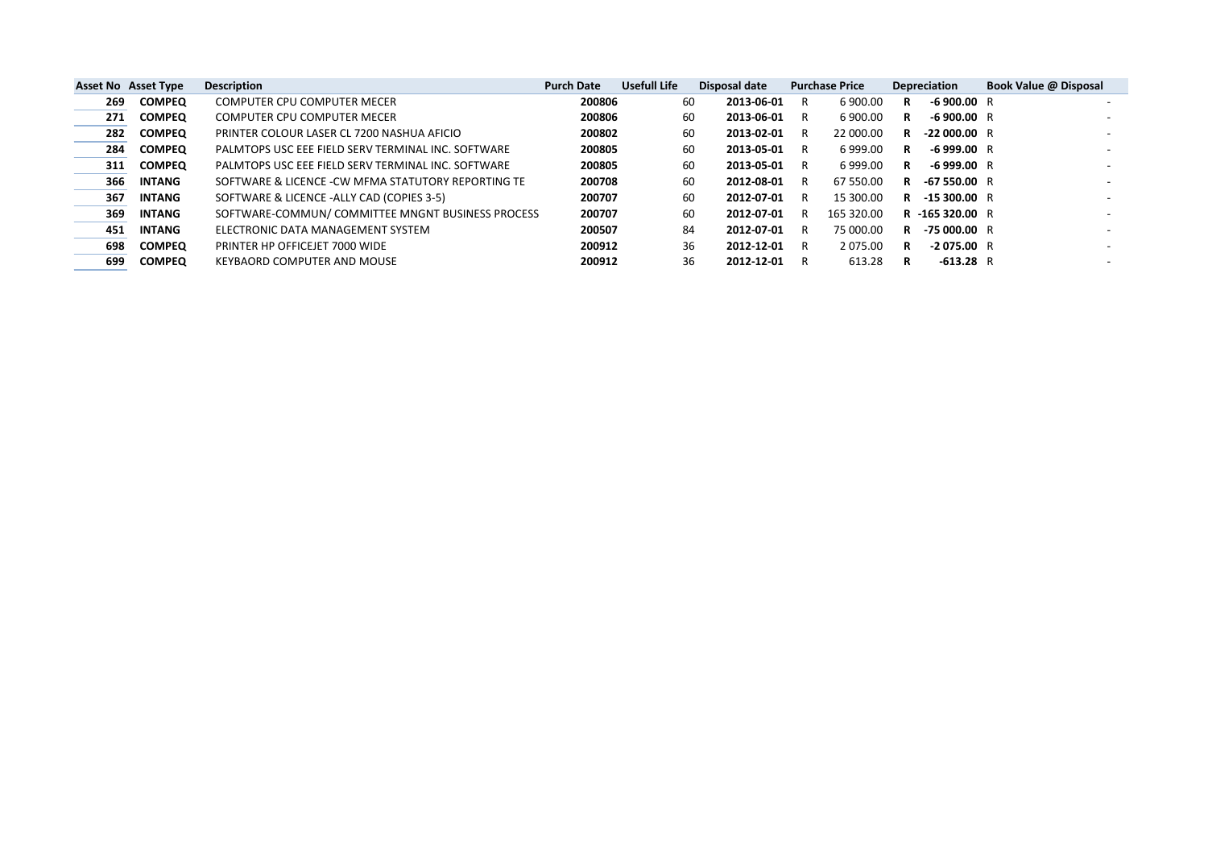| Asset No | Asset Type | Description | Purch Date | Usefull Life | Disposal date | Purchase Price | Depreciation | Book Value @ Disposal |
|---|---|---|---|---|---|---|---|---|
| **269** | **COMPEQ** | COMPUTER CPU COMPUTER MECER | **200806** | 60 | **2013-06-01** | R 6 900.00 | **R -6 900.00** | R - |
| **271** | **COMPEQ** | COMPUTER CPU COMPUTER MECER | **200806** | 60 | **2013-06-01** | R 6 900.00 | **R -6 900.00** | R - |
| **282** | **COMPEQ** | PRINTER COLOUR LASER CL 7200 NASHUA AFICIO | **200802** | 60 | **2013-02-01** | R 22 000.00 | **R -22 000.00** | R - |
| **284** | **COMPEQ** | PALMTOPS USC EEE FIELD SERV TERMINAL INC. SOFTWARE | **200805** | 60 | **2013-05-01** | R 6 999.00 | **R -6 999.00** | R - |
| **311** | **COMPEQ** | PALMTOPS USC EEE FIELD SERV TERMINAL INC. SOFTWARE | **200805** | 60 | **2013-05-01** | R 6 999.00 | **R -6 999.00** | R - |
| **366** | **INTANG** | SOFTWARE & LICENCE -CW MFMA STATUTORY REPORTING TE | **200708** | 60 | **2012-08-01** | R 67 550.00 | **R -67 550.00** | R - |
| **367** | **INTANG** | SOFTWARE & LICENCE -ALLY CAD (COPIES 3-5) | **200707** | 60 | **2012-07-01** | R 15 300.00 | **R -15 300.00** | R - |
| **369** | **INTANG** | SOFTWARE-COMMUN/ COMMITTEE MNGNT BUSINESS PROCESS | **200707** | 60 | **2012-07-01** | R 165 320.00 | **R -165 320.00** | R - |
| **451** | **INTANG** | ELECTRONIC DATA MANAGEMENT SYSTEM | **200507** | 84 | **2012-07-01** | R 75 000.00 | **R -75 000.00** | R - |
| **698** | **COMPEQ** | PRINTER HP OFFICEJET 7000 WIDE | **200912** | 36 | **2012-12-01** | R 2 075.00 | **R -2 075.00** | R - |
| **699** | **COMPEQ** | KEYBAORD COMPUTER AND MOUSE | **200912** | 36 | **2012-12-01** | R 613.28 | **R -613.28** | R - |